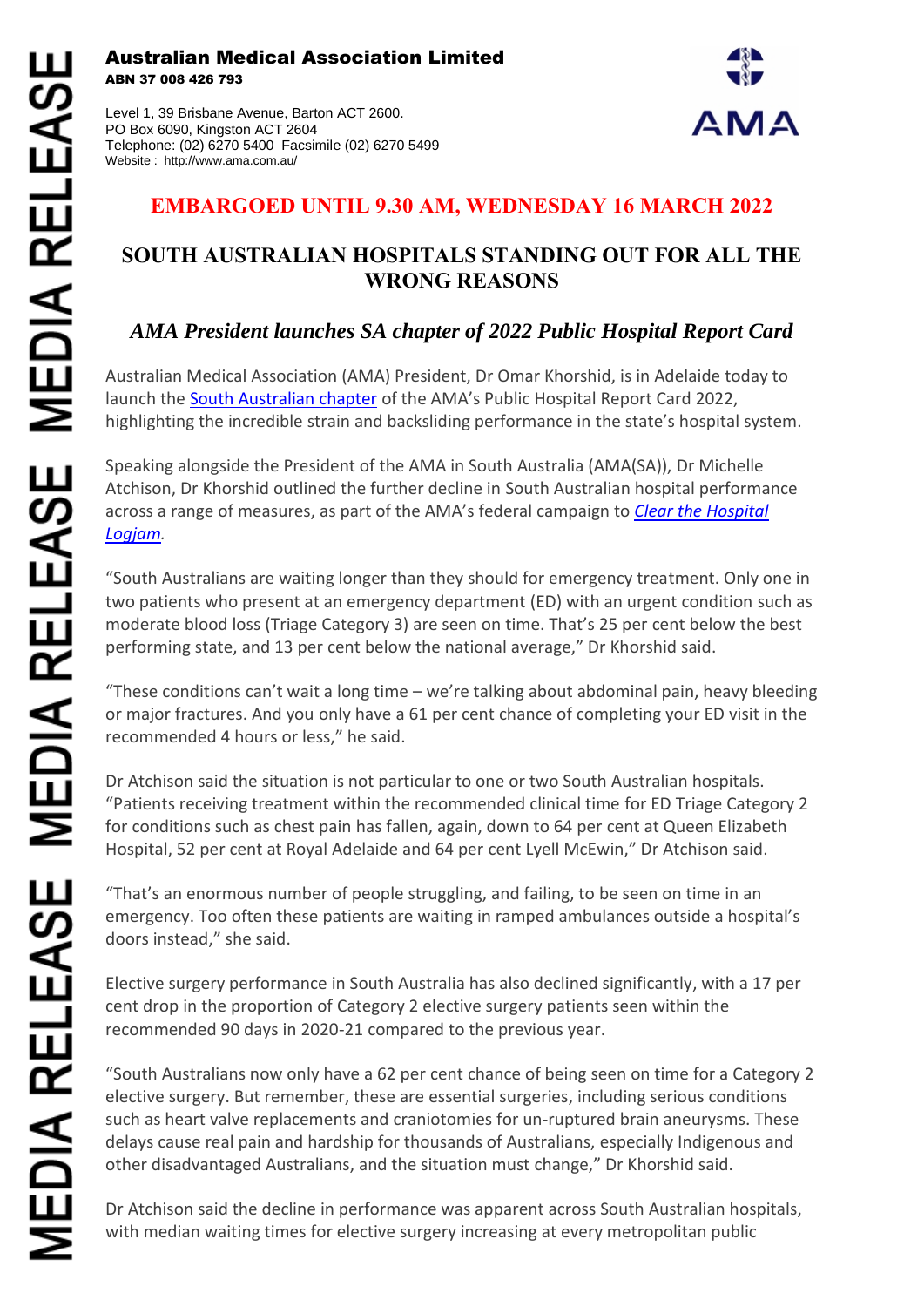**Australian Medical Association Limited**
**ABN 37 008 426 793**

Level 1, 39 Brisbane Avenue, Barton ACT 2600.
PO Box 6090, Kingston ACT 2604
Telephone: (02) 6270 5400 Facsimile (02) 6270 5499
Website : http://www.ama.com.au/

AMA

MEDIA RELEASE

**EMBARGOED UNTIL 9.30 AM, WEDNESDAY 16 MARCH 2022**

# SOUTH AUSTRALIAN HOSPITALS STANDING OUT FOR ALL THE WRONG REASONS

## *AMA President launches SA chapter of 2022 Public Hospital Report Card*

Australian Medical Association (AMA) President, Dr Omar Khorshid, is in Adelaide today to launch the South Australian chapter of the AMA's Public Hospital Report Card 2022, highlighting the incredible strain and backsliding performance in the state's hospital system.

Speaking alongside the President of the AMA in South Australia (AMA(SA)), Dr Michelle Atchison, Dr Khorshid outlined the further decline in South Australian hospital performance across a range of measures, as part of the AMA's federal campaign to *Clear the Hospital Logjam*.

"South Australians are waiting longer than they should for emergency treatment. Only one in two patients who present at an emergency department (ED) with an urgent condition such as moderate blood loss (Triage Category 3) are seen on time. That's 25 per cent below the best performing state, and 13 per cent below the national average," Dr Khorshid said.

"These conditions can't wait a long time – we're talking about abdominal pain, heavy bleeding or major fractures. And you only have a 61 per cent chance of completing your ED visit in the recommended 4 hours or less," he said.

Dr Atchison said the situation is not particular to one or two South Australian hospitals. "Patients receiving treatment within the recommended clinical time for ED Triage Category 2 for conditions such as chest pain has fallen, again, down to 64 per cent at Queen Elizabeth Hospital, 52 per cent at Royal Adelaide and 64 per cent Lyell McEwin," Dr Atchison said.

"That's an enormous number of people struggling, and failing, to be seen on time in an emergency. Too often these patients are waiting in ramped ambulances outside a hospital's doors instead," she said.

Elective surgery performance in South Australia has also declined significantly, with a 17 per cent drop in the proportion of Category 2 elective surgery patients seen within the recommended 90 days in 2020-21 compared to the previous year.

"South Australians now only have a 62 per cent chance of being seen on time for a Category 2 elective surgery. But remember, these are essential surgeries, including serious conditions such as heart valve replacements and craniotomies for un-ruptured brain aneurysms. These delays cause real pain and hardship for thousands of Australians, especially Indigenous and other disadvantaged Australians, and the situation must change," Dr Khorshid said.

Dr Atchison said the decline in performance was apparent across South Australian hospitals, with median waiting times for elective surgery increasing at every metropolitan public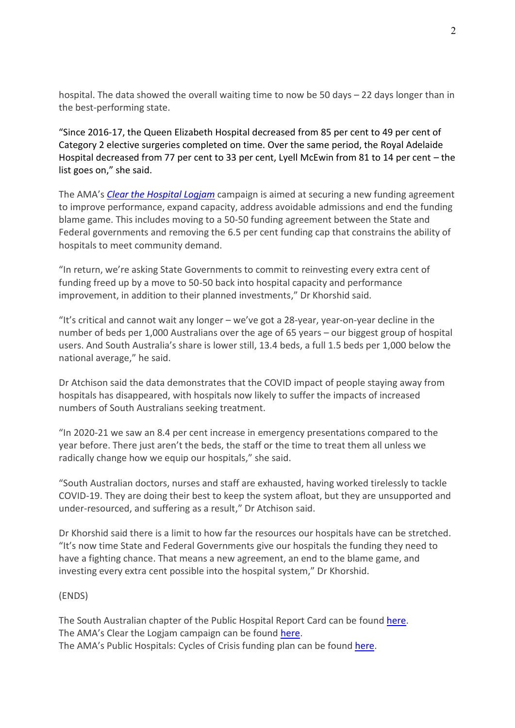hospital. The data showed the overall waiting time to now be 50 days – 22 days longer than in the best-performing state.

"Since 2016-17, the Queen Elizabeth Hospital decreased from 85 per cent to 49 per cent of Category 2 elective surgeries completed on time. Over the same period, the Royal Adelaide Hospital decreased from 77 per cent to 33 per cent, Lyell McEwin from 81 to 14 per cent – the list goes on," she said.

The AMA's *Clear the Hospital Logjam* campaign is aimed at securing a new funding agreement to improve performance, expand capacity, address avoidable admissions and end the funding blame game. This includes moving to a 50-50 funding agreement between the State and Federal governments and removing the 6.5 per cent funding cap that constrains the ability of hospitals to meet community demand.

"In return, we're asking State Governments to commit to reinvesting every extra cent of funding freed up by a move to 50-50 back into hospital capacity and performance improvement, in addition to their planned investments," Dr Khorshid said.

"It's critical and cannot wait any longer – we've got a 28-year, year-on-year decline in the number of beds per 1,000 Australians over the age of 65 years – our biggest group of hospital users. And South Australia's share is lower still, 13.4 beds, a full 1.5 beds per 1,000 below the national average," he said.

Dr Atchison said the data demonstrates that the COVID impact of people staying away from hospitals has disappeared, with hospitals now likely to suffer the impacts of increased numbers of South Australians seeking treatment.

"In 2020-21 we saw an 8.4 per cent increase in emergency presentations compared to the year before. There just aren't the beds, the staff or the time to treat them all unless we radically change how we equip our hospitals," she said.

"South Australian doctors, nurses and staff are exhausted, having worked tirelessly to tackle COVID-19. They are doing their best to keep the system afloat, but they are unsupported and under-resourced, and suffering as a result," Dr Atchison said.

Dr Khorshid said there is a limit to how far the resources our hospitals have can be stretched. "It's now time State and Federal Governments give our hospitals the funding they need to have a fighting chance. That means a new agreement, an end to the blame game, and investing every extra cent possible into the hospital system," Dr Khorshid.

(ENDS)

The South Australian chapter of the Public Hospital Report Card can be found here.
The AMA's Clear the Logjam campaign can be found here.
The AMA's Public Hospitals: Cycles of Crisis funding plan can be found here.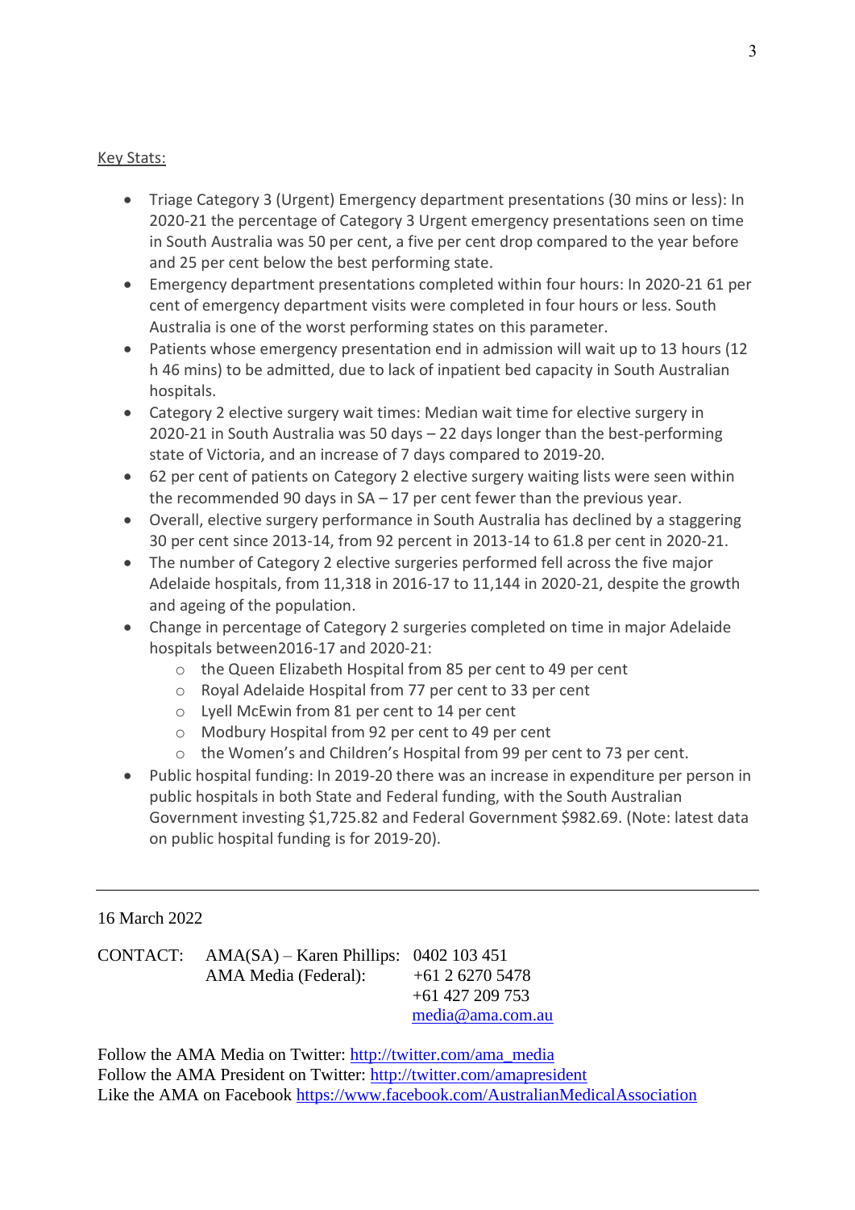Key Stats:

- Triage Category 3 (Urgent) Emergency department presentations (30 mins or less): In 2020-21 the percentage of Category 3 Urgent emergency presentations seen on time in South Australia was 50 per cent, a five per cent drop compared to the year before and 25 per cent below the best performing state.
- Emergency department presentations completed within four hours: In 2020-21 61 per cent of emergency department visits were completed in four hours or less. South Australia is one of the worst performing states on this parameter.
- Patients whose emergency presentation end in admission will wait up to 13 hours (12 h 46 mins) to be admitted, due to lack of inpatient bed capacity in South Australian hospitals.
- Category 2 elective surgery wait times: Median wait time for elective surgery in 2020-21 in South Australia was 50 days – 22 days longer than the best-performing state of Victoria, and an increase of 7 days compared to 2019-20.
- 62 per cent of patients on Category 2 elective surgery waiting lists were seen within the recommended 90 days in SA – 17 per cent fewer than the previous year.
- Overall, elective surgery performance in South Australia has declined by a staggering 30 per cent since 2013-14, from 92 percent in 2013-14 to 61.8 per cent in 2020-21.
- The number of Category 2 elective surgeries performed fell across the five major Adelaide hospitals, from 11,318 in 2016-17 to 11,144 in 2020-21, despite the growth and ageing of the population.
- Change in percentage of Category 2 surgeries completed on time in major Adelaide hospitals between2016-17 and 2020-21:
  - the Queen Elizabeth Hospital from 85 per cent to 49 per cent
  - Royal Adelaide Hospital from 77 per cent to 33 per cent
  - Lyell McEwin from 81 per cent to 14 per cent
  - Modbury Hospital from 92 per cent to 49 per cent
  - the Women's and Children's Hospital from 99 per cent to 73 per cent.
- Public hospital funding: In 2019-20 there was an increase in expenditure per person in public hospitals in both State and Federal funding, with the South Australian Government investing $1,725.82 and Federal Government $982.69. (Note: latest data on public hospital funding is for 2019-20).

---

16 March 2022

| | | |
|---|---|---|
| CONTACT: | AMA(SA) – Karen Phillips: | 0402 103 451 |
| | AMA Media (Federal): | +61 2 6270 5478 |
| | | +61 427 209 753 |
| | | media@ama.com.au |

Follow the AMA Media on Twitter: http://twitter.com/ama_media
Follow the AMA President on Twitter: http://twitter.com/amapresident
Like the AMA on Facebook https://www.facebook.com/AustralianMedicalAssociation